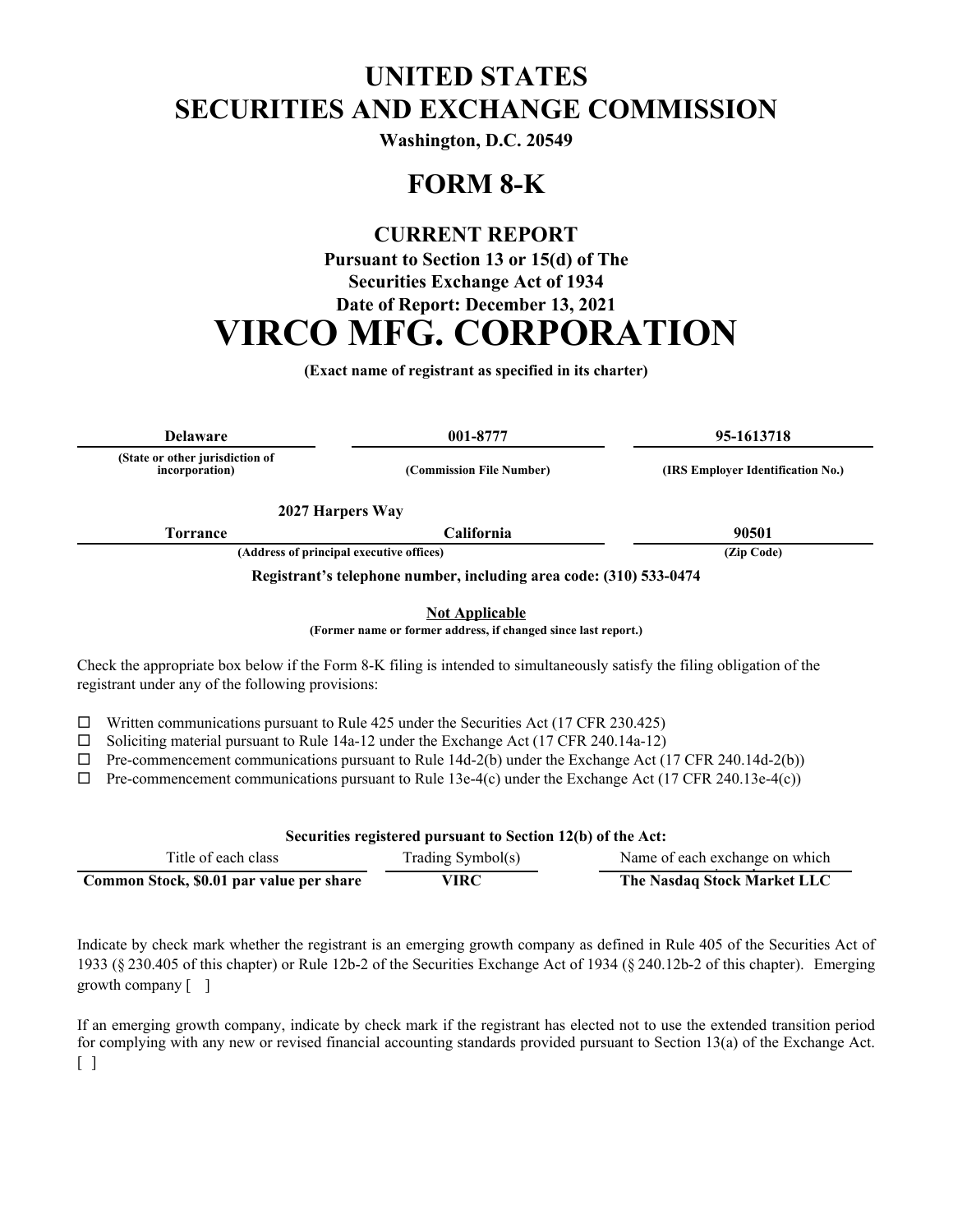# UNITED STATES
# SECURITIES AND EXCHANGE COMMISSION

**Washington, D.C. 20549**

# FORM 8-K

## CURRENT REPORT

**Pursuant to Section 13 or 15(d) of The Securities Exchange Act of 1934**

**Date of Report: December 13, 2021**

# VIRCO MFG. CORPORATION

**(Exact name of registrant as specified in its charter)**

| Delaware | 001-8777 | 95-1613718 |
|---|---|---|
| (State or other jurisdiction of incorporation) | (Commission File Number) | (IRS Employer Identification No.) |

| 2027 Harpers Way Torrance | California | 90501 |
|---|---|---|
| (Address of principal executive offices) | | (Zip Code) |

**Registrant's telephone number, including area code: (310) 533-0474**

**Not Applicable**

**(Former name or former address, if changed since last report.)**

Check the appropriate box below if the Form 8-K filing is intended to simultaneously satisfy the filing obligation of the registrant under any of the following provisions:

☐ Written communications pursuant to Rule 425 under the Securities Act (17 CFR 230.425)

☐ Soliciting material pursuant to Rule 14a-12 under the Exchange Act (17 CFR 240.14a-12)

☐ Pre-commencement communications pursuant to Rule 14d-2(b) under the Exchange Act (17 CFR 240.14d-2(b))

☐ Pre-commencement communications pursuant to Rule 13e-4(c) under the Exchange Act (17 CFR 240.13e-4(c))

**Securities registered pursuant to Section 12(b) of the Act:**

| Title of each class | Trading Symbol(s) | Name of each exchange on which registered |
|---|---|---|
| **Common Stock, $0.01 par value per share** | **VIRC** | **The Nasdaq Stock Market LLC** |

Indicate by check mark whether the registrant is an emerging growth company as defined in Rule 405 of the Securities Act of 1933 (§ 230.405 of this chapter) or Rule 12b-2 of the Securities Exchange Act of 1934 (§ 240.12b-2 of this chapter). Emerging growth company [ ]

If an emerging growth company, indicate by check mark if the registrant has elected not to use the extended transition period for complying with any new or revised financial accounting standards provided pursuant to Section 13(a) of the Exchange Act. [ ]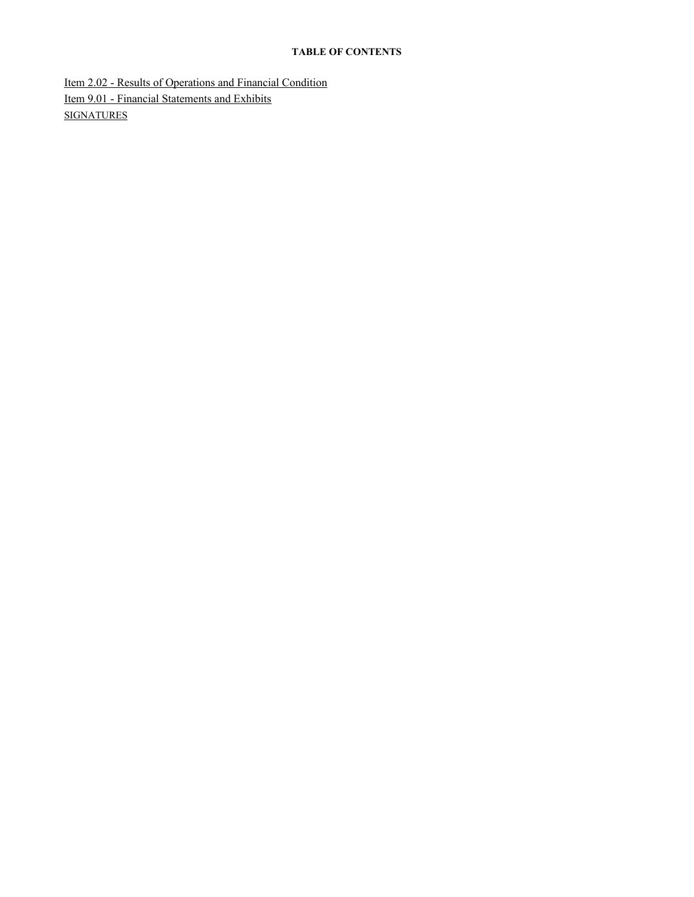**TABLE OF CONTENTS**

Item 2.02 - Results of Operations and Financial Condition

Item 9.01 - Financial Statements and Exhibits

SIGNATURES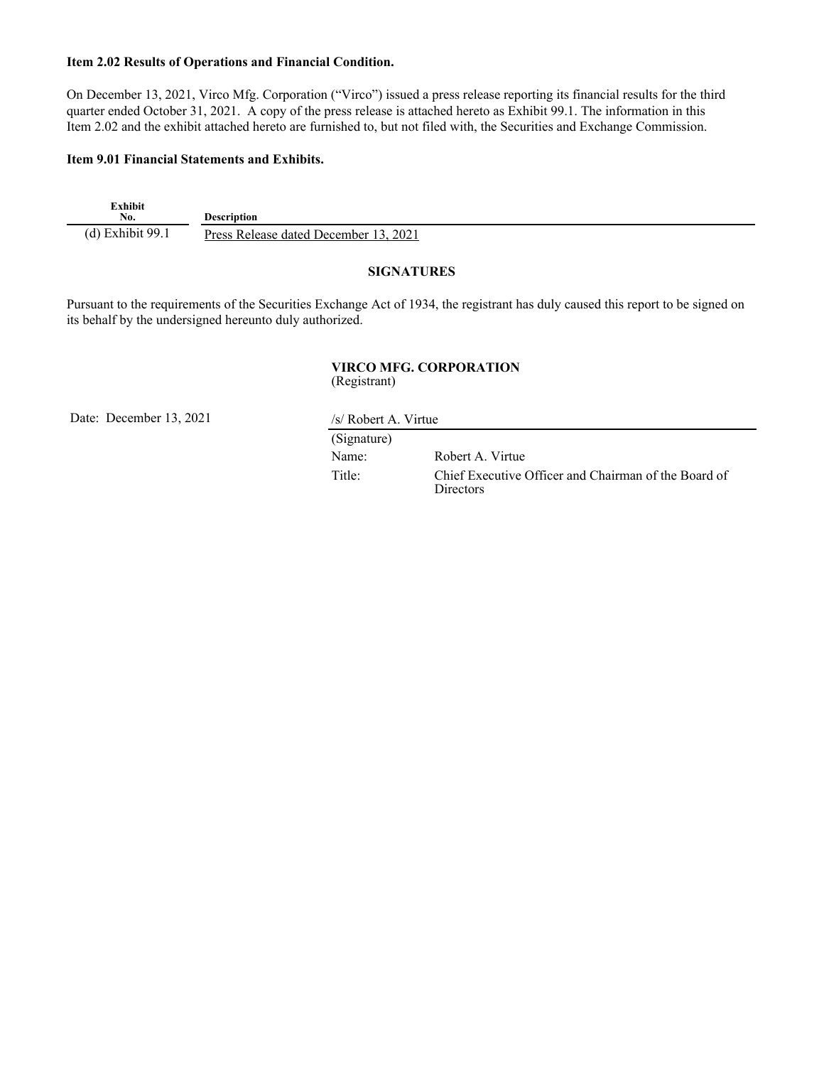**Item 2.02 Results of Operations and Financial Condition.**

On December 13, 2021, Virco Mfg. Corporation ("Virco") issued a press release reporting its financial results for the third quarter ended October 31, 2021. A copy of the press release is attached hereto as Exhibit 99.1. The information in this Item 2.02 and the exhibit attached hereto are furnished to, but not filed with, the Securities and Exchange Commission.

**Item 9.01 Financial Statements and Exhibits.**

| Exhibit No. | Description |
|---|---|
| (d) Exhibit 99.1 | Press Release dated December 13, 2021 |

**SIGNATURES**

Pursuant to the requirements of the Securities Exchange Act of 1934, the registrant has duly caused this report to be signed on its behalf by the undersigned hereunto duly authorized.

**VIRCO MFG. CORPORATION**
(Registrant)

Date: December 13, 2021

/s/ Robert A. Virtue
(Signature)

Name: Robert A. Virtue

Title: Chief Executive Officer and Chairman of the Board of Directors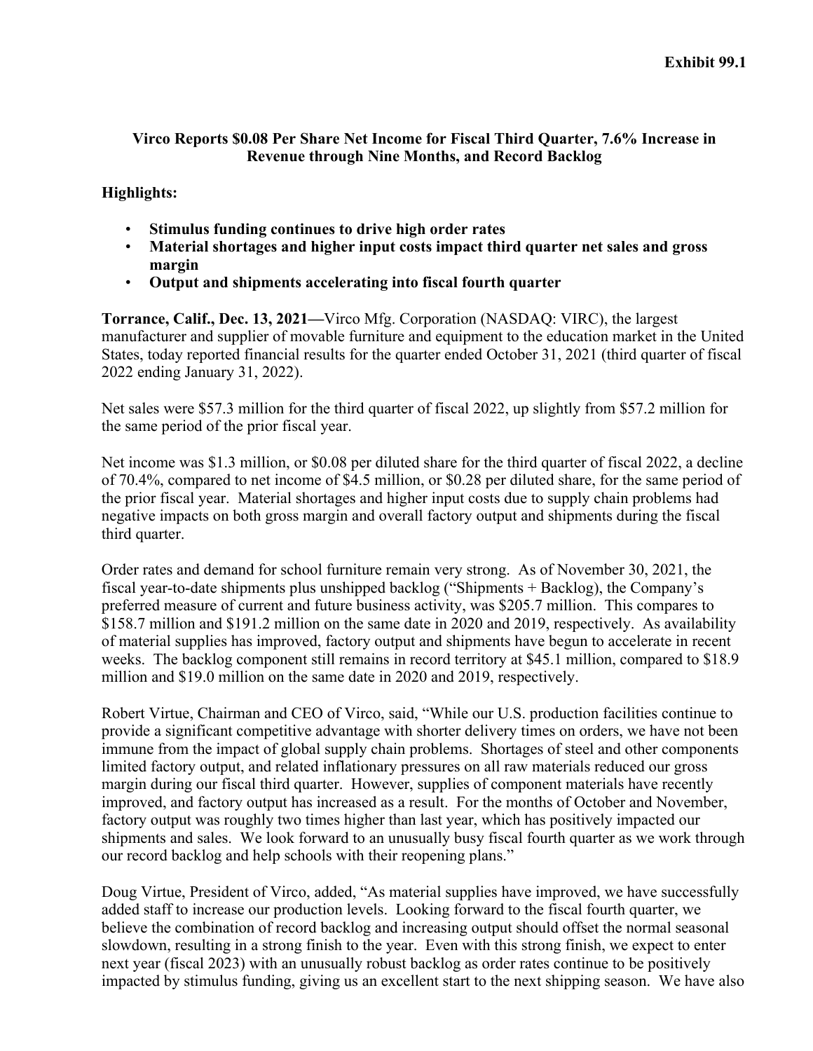**Exhibit 99.1**

**Virco Reports $0.08 Per Share Net Income for Fiscal Third Quarter, 7.6% Increase in Revenue through Nine Months, and Record Backlog**

**Highlights:**

- **Stimulus funding continues to drive high order rates**
- **Material shortages and higher input costs impact third quarter net sales and gross margin**
- **Output and shipments accelerating into fiscal fourth quarter**

**Torrance, Calif., Dec. 13, 2021—**Virco Mfg. Corporation (NASDAQ: VIRC), the largest manufacturer and supplier of movable furniture and equipment to the education market in the United States, today reported financial results for the quarter ended October 31, 2021 (third quarter of fiscal 2022 ending January 31, 2022).

Net sales were $57.3 million for the third quarter of fiscal 2022, up slightly from $57.2 million for the same period of the prior fiscal year.

Net income was $1.3 million, or $0.08 per diluted share for the third quarter of fiscal 2022, a decline of 70.4%, compared to net income of $4.5 million, or $0.28 per diluted share, for the same period of the prior fiscal year. Material shortages and higher input costs due to supply chain problems had negative impacts on both gross margin and overall factory output and shipments during the fiscal third quarter.

Order rates and demand for school furniture remain very strong. As of November 30, 2021, the fiscal year-to-date shipments plus unshipped backlog ("Shipments + Backlog), the Company's preferred measure of current and future business activity, was $205.7 million. This compares to $158.7 million and $191.2 million on the same date in 2020 and 2019, respectively. As availability of material supplies has improved, factory output and shipments have begun to accelerate in recent weeks. The backlog component still remains in record territory at $45.1 million, compared to $18.9 million and $19.0 million on the same date in 2020 and 2019, respectively.

Robert Virtue, Chairman and CEO of Virco, said, "While our U.S. production facilities continue to provide a significant competitive advantage with shorter delivery times on orders, we have not been immune from the impact of global supply chain problems. Shortages of steel and other components limited factory output, and related inflationary pressures on all raw materials reduced our gross margin during our fiscal third quarter. However, supplies of component materials have recently improved, and factory output has increased as a result. For the months of October and November, factory output was roughly two times higher than last year, which has positively impacted our shipments and sales. We look forward to an unusually busy fiscal fourth quarter as we work through our record backlog and help schools with their reopening plans."

Doug Virtue, President of Virco, added, "As material supplies have improved, we have successfully added staff to increase our production levels. Looking forward to the fiscal fourth quarter, we believe the combination of record backlog and increasing output should offset the normal seasonal slowdown, resulting in a strong finish to the year. Even with this strong finish, we expect to enter next year (fiscal 2023) with an unusually robust backlog as order rates continue to be positively impacted by stimulus funding, giving us an excellent start to the next shipping season. We have also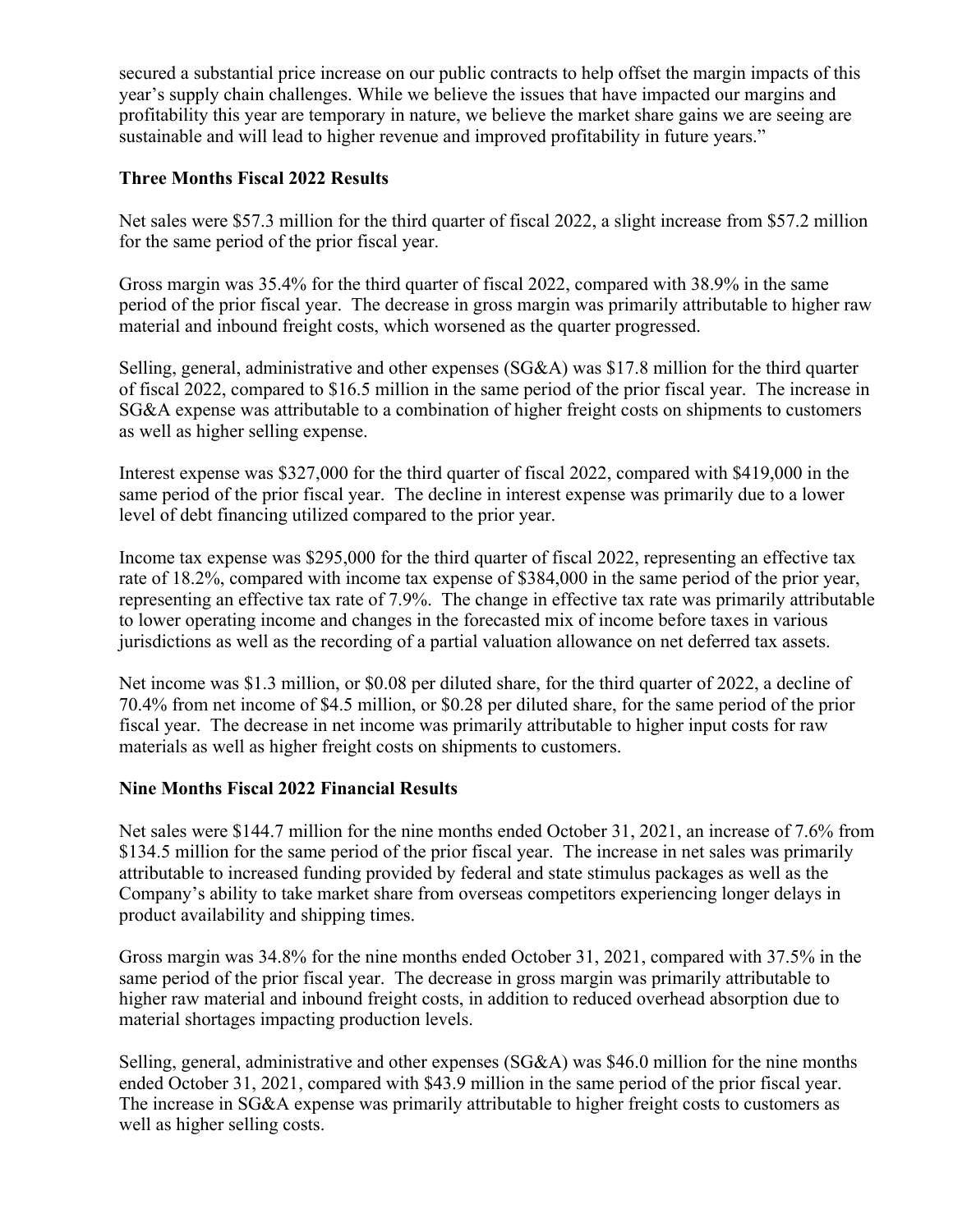secured a substantial price increase on our public contracts to help offset the margin impacts of this year's supply chain challenges. While we believe the issues that have impacted our margins and profitability this year are temporary in nature, we believe the market share gains we are seeing are sustainable and will lead to higher revenue and improved profitability in future years."

**Three Months Fiscal 2022 Results**

Net sales were $57.3 million for the third quarter of fiscal 2022, a slight increase from $57.2 million for the same period of the prior fiscal year.

Gross margin was 35.4% for the third quarter of fiscal 2022, compared with 38.9% in the same period of the prior fiscal year. The decrease in gross margin was primarily attributable to higher raw material and inbound freight costs, which worsened as the quarter progressed.

Selling, general, administrative and other expenses (SG&A) was $17.8 million for the third quarter of fiscal 2022, compared to $16.5 million in the same period of the prior fiscal year. The increase in SG&A expense was attributable to a combination of higher freight costs on shipments to customers as well as higher selling expense.

Interest expense was $327,000 for the third quarter of fiscal 2022, compared with $419,000 in the same period of the prior fiscal year. The decline in interest expense was primarily due to a lower level of debt financing utilized compared to the prior year.

Income tax expense was $295,000 for the third quarter of fiscal 2022, representing an effective tax rate of 18.2%, compared with income tax expense of $384,000 in the same period of the prior year, representing an effective tax rate of 7.9%. The change in effective tax rate was primarily attributable to lower operating income and changes in the forecasted mix of income before taxes in various jurisdictions as well as the recording of a partial valuation allowance on net deferred tax assets.

Net income was $1.3 million, or $0.08 per diluted share, for the third quarter of 2022, a decline of 70.4% from net income of $4.5 million, or $0.28 per diluted share, for the same period of the prior fiscal year. The decrease in net income was primarily attributable to higher input costs for raw materials as well as higher freight costs on shipments to customers.

**Nine Months Fiscal 2022 Financial Results**

Net sales were $144.7 million for the nine months ended October 31, 2021, an increase of 7.6% from $134.5 million for the same period of the prior fiscal year. The increase in net sales was primarily attributable to increased funding provided by federal and state stimulus packages as well as the Company's ability to take market share from overseas competitors experiencing longer delays in product availability and shipping times.

Gross margin was 34.8% for the nine months ended October 31, 2021, compared with 37.5% in the same period of the prior fiscal year. The decrease in gross margin was primarily attributable to higher raw material and inbound freight costs, in addition to reduced overhead absorption due to material shortages impacting production levels.

Selling, general, administrative and other expenses (SG&A) was $46.0 million for the nine months ended October 31, 2021, compared with $43.9 million in the same period of the prior fiscal year. The increase in SG&A expense was primarily attributable to higher freight costs to customers as well as higher selling costs.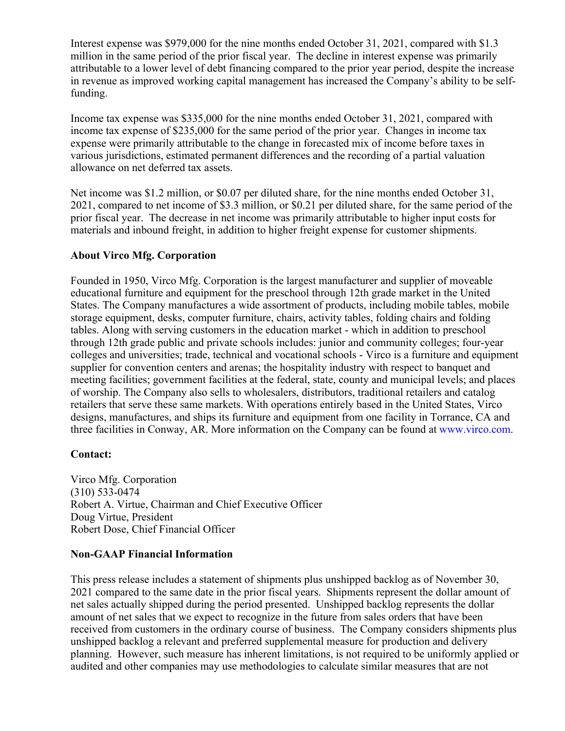Interest expense was $979,000 for the nine months ended October 31, 2021, compared with $1.3 million in the same period of the prior fiscal year. The decline in interest expense was primarily attributable to a lower level of debt financing compared to the prior year period, despite the increase in revenue as improved working capital management has increased the Company's ability to be self-funding.

Income tax expense was $335,000 for the nine months ended October 31, 2021, compared with income tax expense of $235,000 for the same period of the prior year. Changes in income tax expense were primarily attributable to the change in forecasted mix of income before taxes in various jurisdictions, estimated permanent differences and the recording of a partial valuation allowance on net deferred tax assets.

Net income was $1.2 million, or $0.07 per diluted share, for the nine months ended October 31, 2021, compared to net income of $3.3 million, or $0.21 per diluted share, for the same period of the prior fiscal year. The decrease in net income was primarily attributable to higher input costs for materials and inbound freight, in addition to higher freight expense for customer shipments.

**About Virco Mfg. Corporation**

Founded in 1950, Virco Mfg. Corporation is the largest manufacturer and supplier of moveable educational furniture and equipment for the preschool through 12th grade market in the United States. The Company manufactures a wide assortment of products, including mobile tables, mobile storage equipment, desks, computer furniture, chairs, activity tables, folding chairs and folding tables. Along with serving customers in the education market - which in addition to preschool through 12th grade public and private schools includes: junior and community colleges; four-year colleges and universities; trade, technical and vocational schools - Virco is a furniture and equipment supplier for convention centers and arenas; the hospitality industry with respect to banquet and meeting facilities; government facilities at the federal, state, county and municipal levels; and places of worship. The Company also sells to wholesalers, distributors, traditional retailers and catalog retailers that serve these same markets. With operations entirely based in the United States, Virco designs, manufactures, and ships its furniture and equipment from one facility in Torrance, CA and three facilities in Conway, AR. More information on the Company can be found at www.virco.com.

**Contact:**

Virco Mfg. Corporation
(310) 533-0474
Robert A. Virtue, Chairman and Chief Executive Officer
Doug Virtue, President
Robert Dose, Chief Financial Officer

**Non-GAAP Financial Information**

This press release includes a statement of shipments plus unshipped backlog as of November 30, 2021 compared to the same date in the prior fiscal years. Shipments represent the dollar amount of net sales actually shipped during the period presented. Unshipped backlog represents the dollar amount of net sales that we expect to recognize in the future from sales orders that have been received from customers in the ordinary course of business. The Company considers shipments plus unshipped backlog a relevant and preferred supplemental measure for production and delivery planning. However, such measure has inherent limitations, is not required to be uniformly applied or audited and other companies may use methodologies to calculate similar measures that are not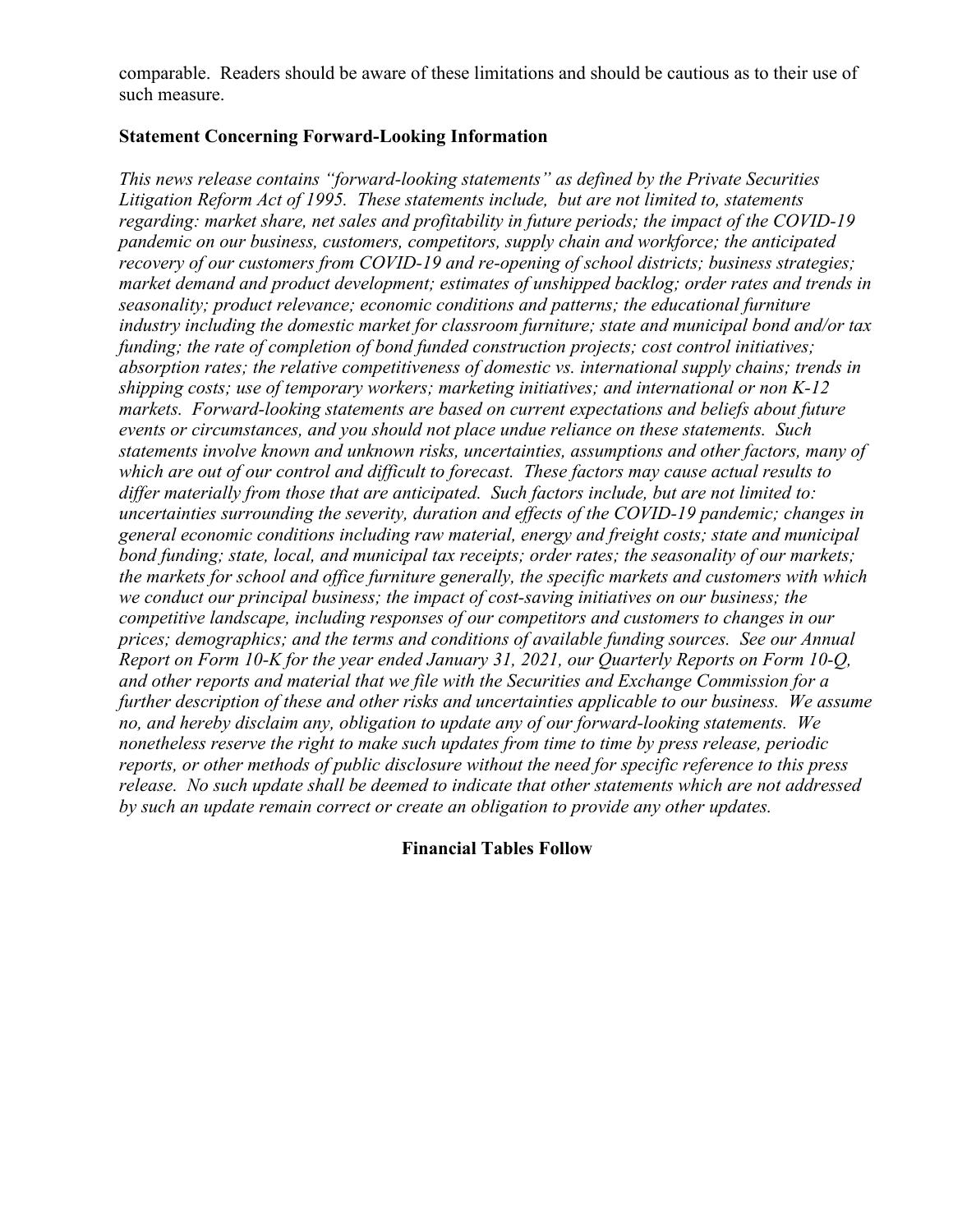comparable. Readers should be aware of these limitations and should be cautious as to their use of such measure.

**Statement Concerning Forward-Looking Information**

*This news release contains "forward-looking statements" as defined by the Private Securities Litigation Reform Act of 1995. These statements include, but are not limited to, statements regarding: market share, net sales and profitability in future periods; the impact of the COVID-19 pandemic on our business, customers, competitors, supply chain and workforce; the anticipated recovery of our customers from COVID-19 and re-opening of school districts; business strategies; market demand and product development; estimates of unshipped backlog; order rates and trends in seasonality; product relevance; economic conditions and patterns; the educational furniture industry including the domestic market for classroom furniture; state and municipal bond and/or tax funding; the rate of completion of bond funded construction projects; cost control initiatives; absorption rates; the relative competitiveness of domestic vs. international supply chains; trends in shipping costs; use of temporary workers; marketing initiatives; and international or non K-12 markets. Forward-looking statements are based on current expectations and beliefs about future events or circumstances, and you should not place undue reliance on these statements. Such statements involve known and unknown risks, uncertainties, assumptions and other factors, many of which are out of our control and difficult to forecast. These factors may cause actual results to differ materially from those that are anticipated. Such factors include, but are not limited to: uncertainties surrounding the severity, duration and effects of the COVID-19 pandemic; changes in general economic conditions including raw material, energy and freight costs; state and municipal bond funding; state, local, and municipal tax receipts; order rates; the seasonality of our markets; the markets for school and office furniture generally, the specific markets and customers with which we conduct our principal business; the impact of cost-saving initiatives on our business; the competitive landscape, including responses of our competitors and customers to changes in our prices; demographics; and the terms and conditions of available funding sources. See our Annual Report on Form 10-K for the year ended January 31, 2021, our Quarterly Reports on Form 10-Q, and other reports and material that we file with the Securities and Exchange Commission for a further description of these and other risks and uncertainties applicable to our business. We assume no, and hereby disclaim any, obligation to update any of our forward-looking statements. We nonetheless reserve the right to make such updates from time to time by press release, periodic reports, or other methods of public disclosure without the need for specific reference to this press release. No such update shall be deemed to indicate that other statements which are not addressed by such an update remain correct or create an obligation to provide any other updates.*

**Financial Tables Follow**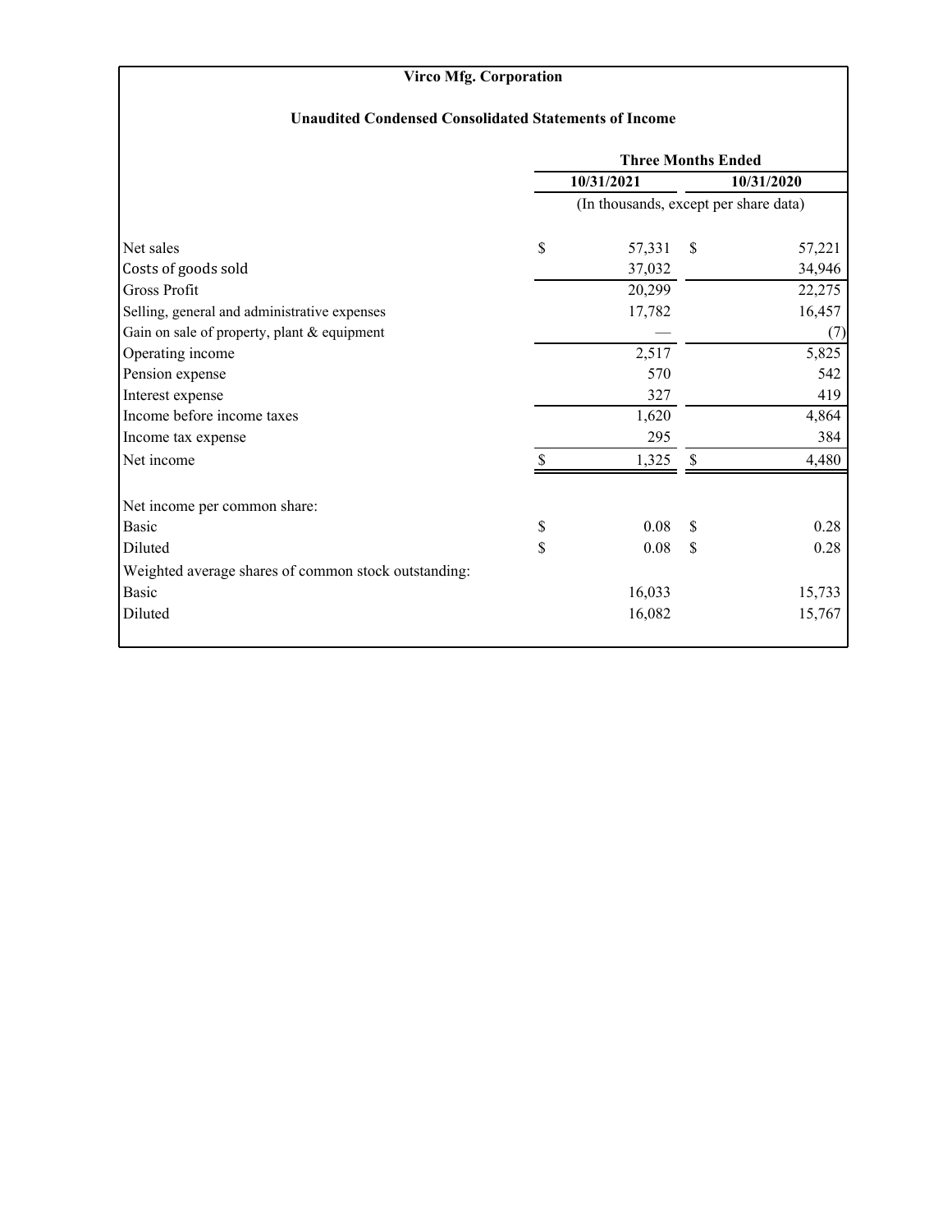**Virco Mfg. Corporation**

**Unaudited Condensed Consolidated Statements of Income**

| | Three Months Ended | |
|---|---|---|
| | 10/31/2021 | 10/31/2020 |
| | (In thousands, except per share data) | |
| Net sales | $ 57,331 | $ 57,221 |
| Costs of goods sold | 37,032 | 34,946 |
| Gross Profit | 20,299 | 22,275 |
| Selling, general and administrative expenses | 17,782 | 16,457 |
| Gain on sale of property, plant & equipment | — | (7) |
| Operating income | 2,517 | 5,825 |
| Pension expense | 570 | 542 |
| Interest expense | 327 | 419 |
| Income before income taxes | 1,620 | 4,864 |
| Income tax expense | 295 | 384 |
| Net income | $ 1,325 | $ 4,480 |
| | | |
| Net income per common share: | | |
| Basic | $ 0.08 | $ 0.28 |
| Diluted | $ 0.08 | $ 0.28 |
| Weighted average shares of common stock outstanding: | | |
| Basic | 16,033 | 15,733 |
| Diluted | 16,082 | 15,767 |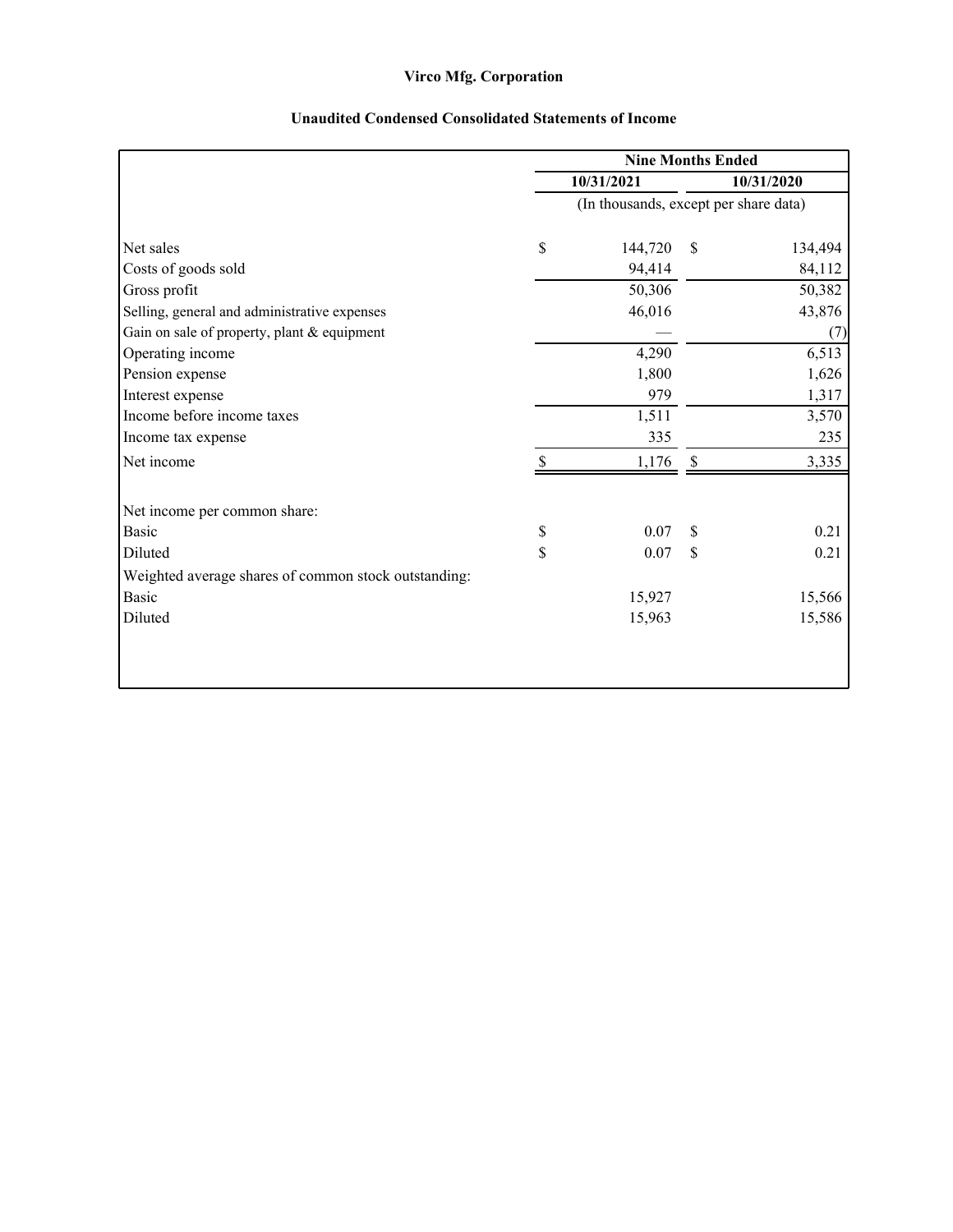# Virco Mfg. Corporation

## Unaudited Condensed Consolidated Statements of Income

| | Nine Months Ended | |
|---|---|---|
| | 10/31/2021 | 10/31/2020 |
| | (In thousands, except per share data) | |
| Net sales | $ 144,720 | $ 134,494 |
| Costs of goods sold | 94,414 | 84,112 |
| Gross profit | 50,306 | 50,382 |
| Selling, general and administrative expenses | 46,016 | 43,876 |
| Gain on sale of property, plant & equipment | — | (7) |
| Operating income | 4,290 | 6,513 |
| Pension expense | 1,800 | 1,626 |
| Interest expense | 979 | 1,317 |
| Income before income taxes | 1,511 | 3,570 |
| Income tax expense | 335 | 235 |
| Net income | $ 1,176 | $ 3,335 |
| | | |
| Net income per common share: | | |
| Basic | $ 0.07 | $ 0.21 |
| Diluted | $ 0.07 | $ 0.21 |
| Weighted average shares of common stock outstanding: | | |
| Basic | 15,927 | 15,566 |
| Diluted | 15,963 | 15,586 |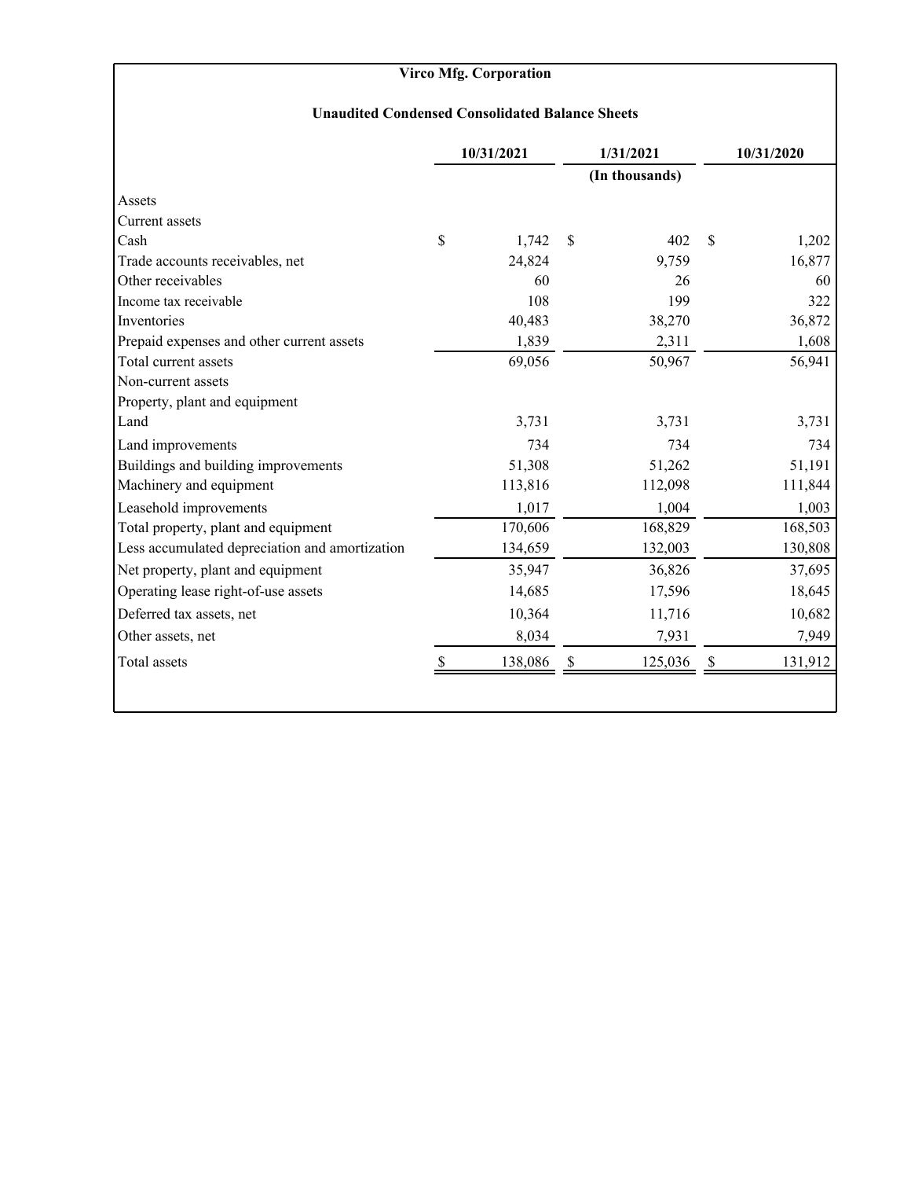# Virco Mfg. Corporation

## Unaudited Condensed Consolidated Balance Sheets

| | 10/31/2021 | 1/31/2021 | 10/31/2020 |
|---|---|---|---|
| | | (In thousands) | |
| Assets | | | |
| Current assets | | | |
| Cash | $ 1,742 | $ 402 | $ 1,202 |
| Trade accounts receivables, net | 24,824 | 9,759 | 16,877 |
| Other receivables | 60 | 26 | 60 |
| Income tax receivable | 108 | 199 | 322 |
| Inventories | 40,483 | 38,270 | 36,872 |
| Prepaid expenses and other current assets | 1,839 | 2,311 | 1,608 |
| Total current assets | 69,056 | 50,967 | 56,941 |
| Non-current assets | | | |
| Property, plant and equipment | | | |
| Land | 3,731 | 3,731 | 3,731 |
| Land improvements | 734 | 734 | 734 |
| Buildings and building improvements | 51,308 | 51,262 | 51,191 |
| Machinery and equipment | 113,816 | 112,098 | 111,844 |
| Leasehold improvements | 1,017 | 1,004 | 1,003 |
| Total property, plant and equipment | 170,606 | 168,829 | 168,503 |
| Less accumulated depreciation and amortization | 134,659 | 132,003 | 130,808 |
| Net property, plant and equipment | 35,947 | 36,826 | 37,695 |
| Operating lease right-of-use assets | 14,685 | 17,596 | 18,645 |
| Deferred tax assets, net | 10,364 | 11,716 | 10,682 |
| Other assets, net | 8,034 | 7,931 | 7,949 |
| Total assets | $ 138,086 | $ 125,036 | $ 131,912 |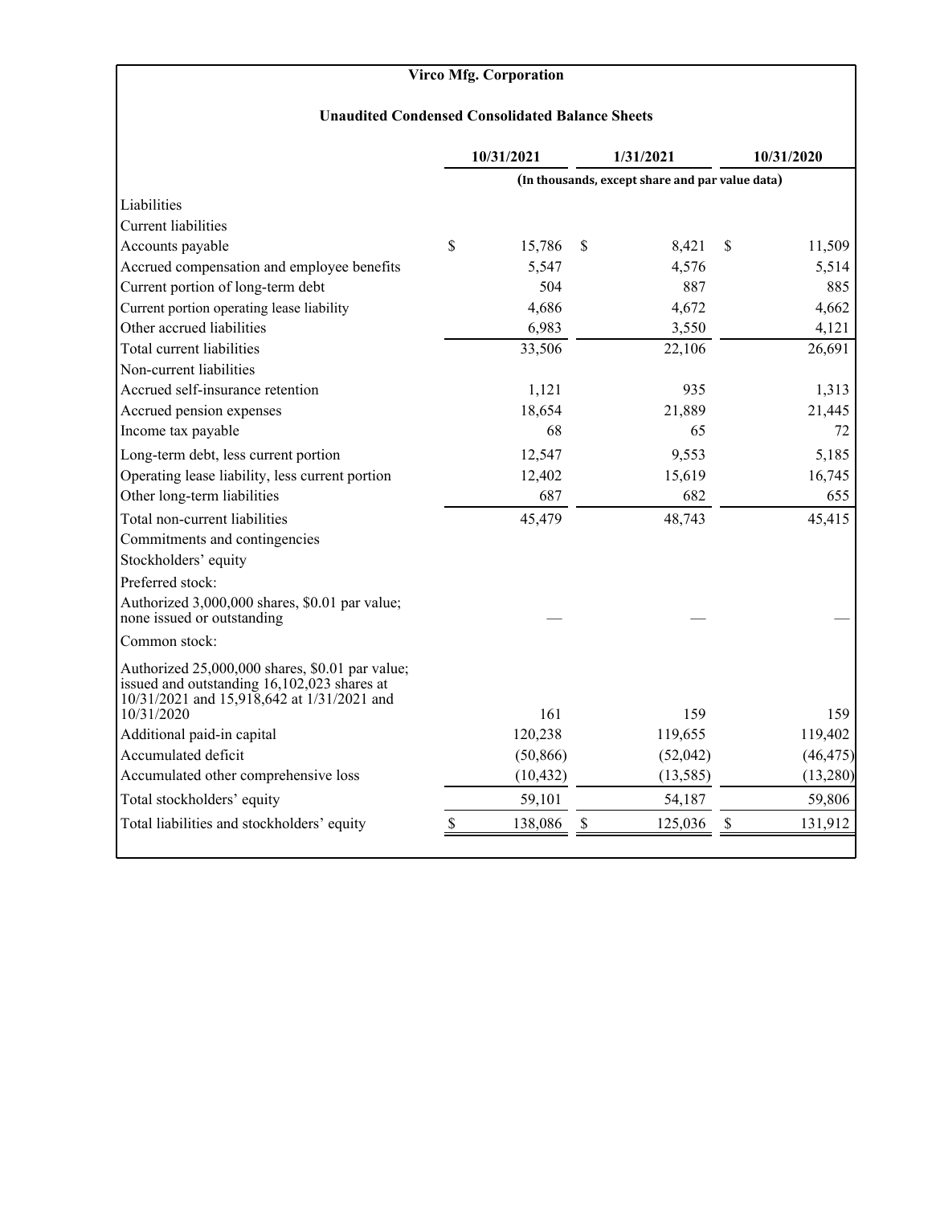**Virco Mfg. Corporation**

**Unaudited Condensed Consolidated Balance Sheets**

| | 10/31/2021 | 1/31/2021 | 10/31/2020 |
|---|---|---|---|
| | (In thousands, except share and par value data) | | |
| Liabilities | | | |
| Current liabilities | | | |
| Accounts payable | $ 15,786 | $ 8,421 | $ 11,509 |
| Accrued compensation and employee benefits | 5,547 | 4,576 | 5,514 |
| Current portion of long-term debt | 504 | 887 | 885 |
| Current portion operating lease liability | 4,686 | 4,672 | 4,662 |
| Other accrued liabilities | 6,983 | 3,550 | 4,121 |
| Total current liabilities | 33,506 | 22,106 | 26,691 |
| Non-current liabilities | | | |
| Accrued self-insurance retention | 1,121 | 935 | 1,313 |
| Accrued pension expenses | 18,654 | 21,889 | 21,445 |
| Income tax payable | 68 | 65 | 72 |
| Long-term debt, less current portion | 12,547 | 9,553 | 5,185 |
| Operating lease liability, less current portion | 12,402 | 15,619 | 16,745 |
| Other long-term liabilities | 687 | 682 | 655 |
| Total non-current liabilities | 45,479 | 48,743 | 45,415 |
| Commitments and contingencies | | | |
| Stockholders' equity | | | |
| Preferred stock: | | | |
| Authorized 3,000,000 shares, $0.01 par value; none issued or outstanding | — | — | — |
| Common stock: | | | |
| Authorized 25,000,000 shares, $0.01 par value; issued and outstanding 16,102,023 shares at 10/31/2021 and 15,918,642 at 1/31/2021 and 10/31/2020 | 161 | 159 | 159 |
| Additional paid-in capital | 120,238 | 119,655 | 119,402 |
| Accumulated deficit | (50,866) | (52,042) | (46,475) |
| Accumulated other comprehensive loss | (10,432) | (13,585) | (13,280) |
| Total stockholders' equity | 59,101 | 54,187 | 59,806 |
| Total liabilities and stockholders' equity | $ 138,086 | $ 125,036 | $ 131,912 |